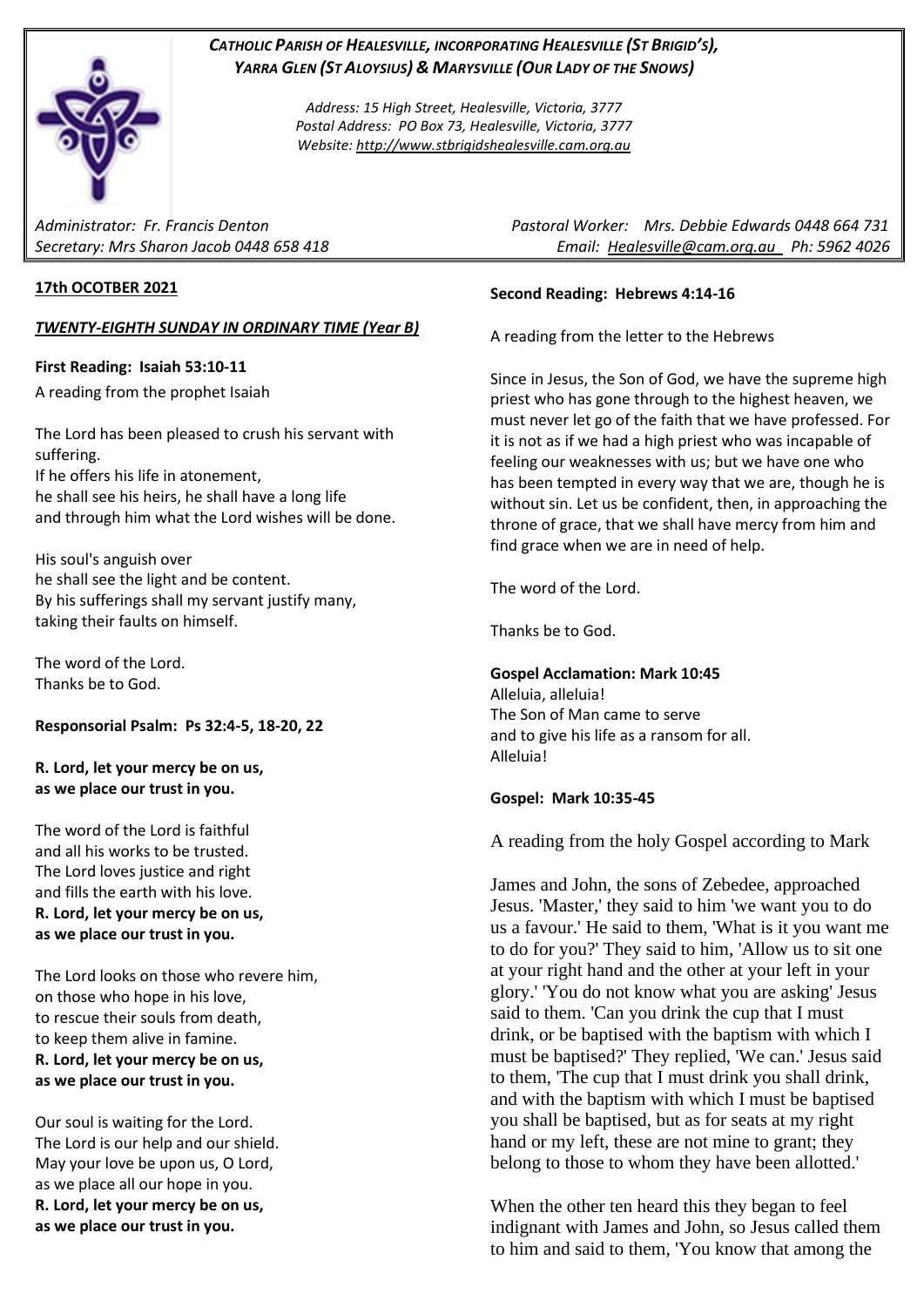***CATHOLIC PARISH OF HEALESVILLE, INCORPORATING HEALESVILLE (ST BRIGID'S), YARRA GLEN (ST ALOYSIUS) & MARYSVILLE (OUR LADY OF THE SNOWS)***

*Address: 15 High Street, Healesville, Victoria, 3777*
*Postal Address: PO Box 73, Healesville, Victoria, 3777*
*Website: http://www.stbrigidshealesville.cam.org.au*

*Administrator: Fr. Francis Denton*
*Secretary: Mrs Sharon Jacob 0448 658 418*

*Pastoral Worker: Mrs. Debbie Edwards 0448 664 731*
*Email: Healesville@cam.org.au Ph: 5962 4026*

**17th OCOTBER 2021**

***TWENTY-EIGHTH SUNDAY IN ORDINARY TIME (Year B)***

**First Reading: Isaiah 53:10-11**

A reading from the prophet Isaiah

The Lord has been pleased to crush his servant with suffering.
If he offers his life in atonement,
he shall see his heirs, he shall have a long life
and through him what the Lord wishes will be done.

His soul's anguish over
he shall see the light and be content.
By his sufferings shall my servant justify many,
taking their faults on himself.

The word of the Lord.
Thanks be to God.

**Responsorial Psalm: Ps 32:4-5, 18-20, 22**

**R. Lord, let your mercy be on us,
as we place our trust in you.**

The word of the Lord is faithful
and all his works to be trusted.
The Lord loves justice and right
and fills the earth with his love.
**R. Lord, let your mercy be on us,
as we place our trust in you.**

The Lord looks on those who revere him,
on those who hope in his love,
to rescue their souls from death,
to keep them alive in famine.
**R. Lord, let your mercy be on us,
as we place our trust in you.**

Our soul is waiting for the Lord.
The Lord is our help and our shield.
May your love be upon us, O Lord,
as we place all our hope in you.
**R. Lord, let your mercy be on us,
as we place our trust in you.**

**Second Reading: Hebrews 4:14-16**

A reading from the letter to the Hebrews

Since in Jesus, the Son of God, we have the supreme high priest who has gone through to the highest heaven, we must never let go of the faith that we have professed. For it is not as if we had a high priest who was incapable of feeling our weaknesses with us; but we have one who has been tempted in every way that we are, though he is without sin. Let us be confident, then, in approaching the throne of grace, that we shall have mercy from him and find grace when we are in need of help.

The word of the Lord.

Thanks be to God.

**Gospel Acclamation: Mark 10:45**

Alleluia, alleluia!
The Son of Man came to serve
and to give his life as a ransom for all.
Alleluia!

**Gospel: Mark 10:35-45**

A reading from the holy Gospel according to Mark

James and John, the sons of Zebedee, approached Jesus. 'Master,' they said to him 'we want you to do us a favour.' He said to them, 'What is it you want me to do for you?' They said to him, 'Allow us to sit one at your right hand and the other at your left in your glory.' 'You do not know what you are asking' Jesus said to them. 'Can you drink the cup that I must drink, or be baptised with the baptism with which I must be baptised?' They replied, 'We can.' Jesus said to them, 'The cup that I must drink you shall drink, and with the baptism with which I must be baptised you shall be baptised, but as for seats at my right hand or my left, these are not mine to grant; they belong to those to whom they have been allotted.'

When the other ten heard this they began to feel indignant with James and John, so Jesus called them to him and said to them, 'You know that among the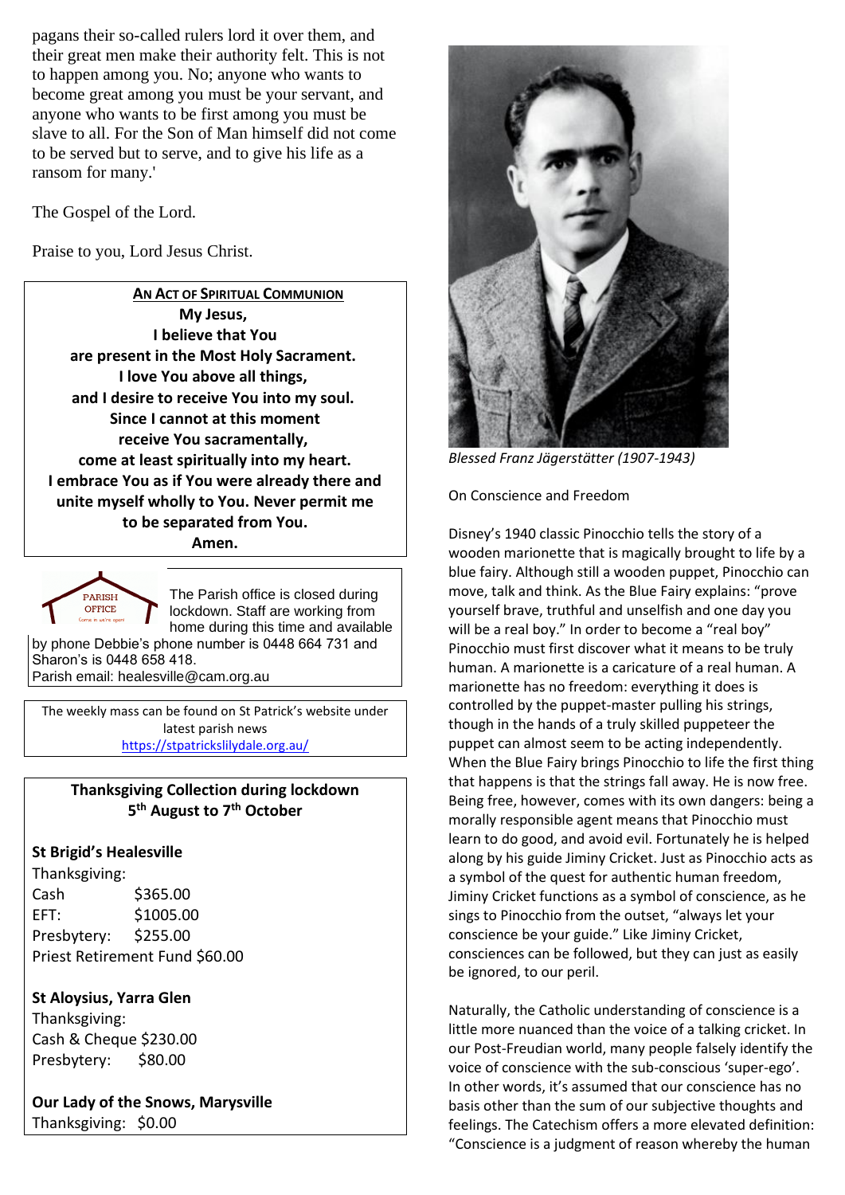pagans their so-called rulers lord it over them, and their great men make their authority felt. This is not to happen among you. No; anyone who wants to become great among you must be your servant, and anyone who wants to be first among you must be slave to all. For the Son of Man himself did not come to be served but to serve, and to give his life as a ransom for many.'

The Gospel of the Lord.

Praise to you, Lord Jesus Christ.

**AN ACT OF SPIRITUAL COMMUNION**

**My Jesus,**
**I believe that You**
**are present in the Most Holy Sacrament.**
**I love You above all things,**
**and I desire to receive You into my soul.**
**Since I cannot at this moment**
**receive You sacramentally,**
**come at least spiritually into my heart.**
**I embrace You as if You were already there and unite myself wholly to You. Never permit me to be separated from You.**
**Amen.**

PARISH OFFICE
Come in we're open

The Parish office is closed during lockdown. Staff are working from home during this time and available by phone Debbie's phone number is 0448 664 731 and Sharon's is 0448 658 418.
Parish email: healesville@cam.org.au

The weekly mass can be found on St Patrick's website under latest parish news
https://stpatrickslilydale.org.au/

**Thanksgiving Collection during lockdown**
**5th August to 7th October**

**St Brigid's Healesville**
Thanksgiving:
Cash $365.00
EFT: $1005.00
Presbytery: $255.00
Priest Retirement Fund $60.00

**St Aloysius, Yarra Glen**
Thanksgiving:
Cash & Cheque $230.00
Presbytery: $80.00

**Our Lady of the Snows, Marysville**
Thanksgiving: $0.00

*Blessed Franz Jägerstätter (1907-1943)*

On Conscience and Freedom

Disney's 1940 classic Pinocchio tells the story of a wooden marionette that is magically brought to life by a blue fairy. Although still a wooden puppet, Pinocchio can move, talk and think. As the Blue Fairy explains: "prove yourself brave, truthful and unselfish and one day you will be a real boy." In order to become a "real boy" Pinocchio must first discover what it means to be truly human. A marionette is a caricature of a real human. A marionette has no freedom: everything it does is controlled by the puppet-master pulling his strings, though in the hands of a truly skilled puppeteer the puppet can almost seem to be acting independently. When the Blue Fairy brings Pinocchio to life the first thing that happens is that the strings fall away. He is now free. Being free, however, comes with its own dangers: being a morally responsible agent means that Pinocchio must learn to do good, and avoid evil. Fortunately he is helped along by his guide Jiminy Cricket. Just as Pinocchio acts as a symbol of the quest for authentic human freedom, Jiminy Cricket functions as a symbol of conscience, as he sings to Pinocchio from the outset, "always let your conscience be your guide." Like Jiminy Cricket, consciences can be followed, but they can just as easily be ignored, to our peril.

Naturally, the Catholic understanding of conscience is a little more nuanced than the voice of a talking cricket. In our Post-Freudian world, many people falsely identify the voice of conscience with the sub-conscious 'super-ego'. In other words, it's assumed that our conscience has no basis other than the sum of our subjective thoughts and feelings. The Catechism offers a more elevated definition: "Conscience is a judgment of reason whereby the human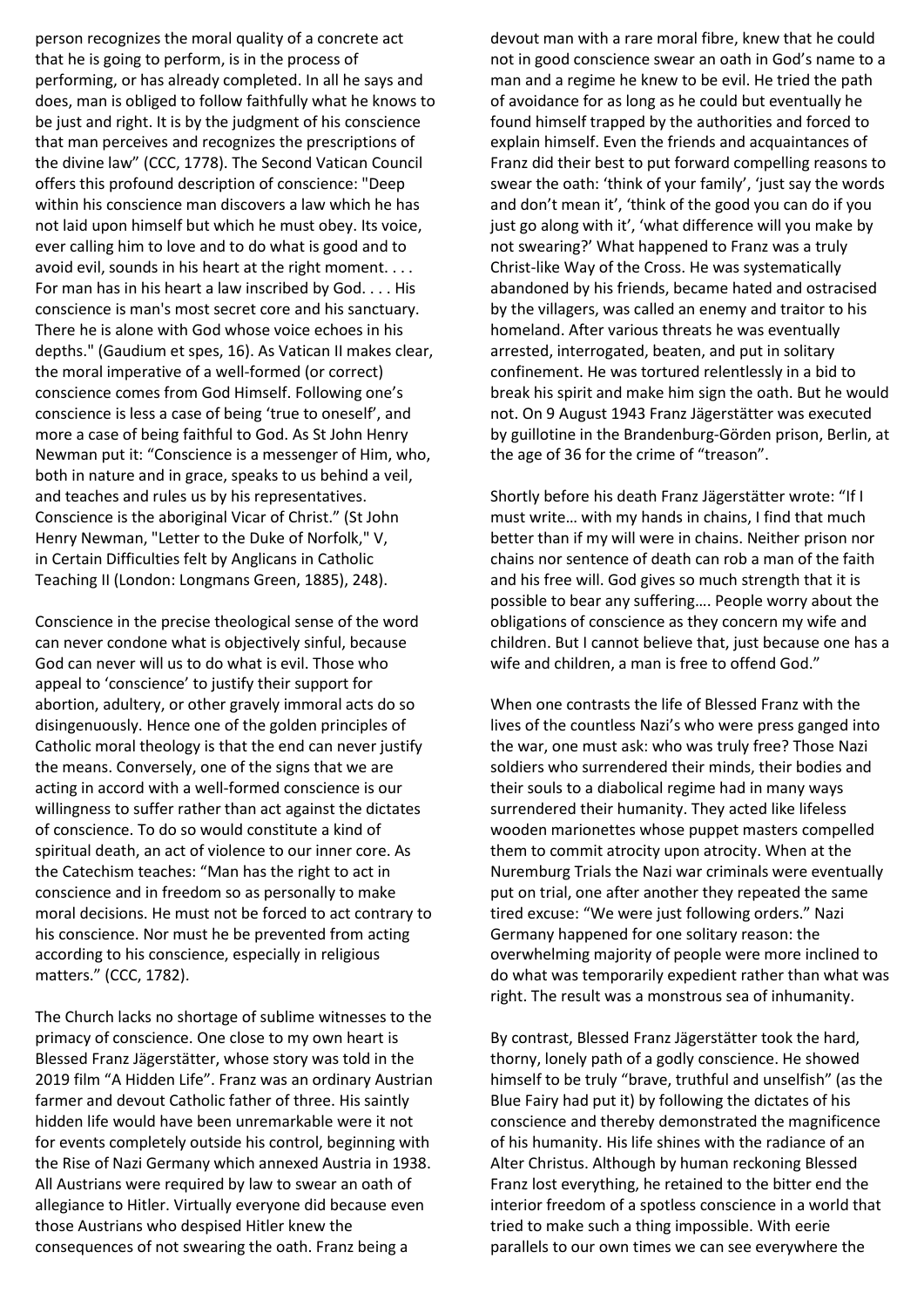person recognizes the moral quality of a concrete act that he is going to perform, is in the process of performing, or has already completed. In all he says and does, man is obliged to follow faithfully what he knows to be just and right. It is by the judgment of his conscience that man perceives and recognizes the prescriptions of the divine law" (CCC, 1778). The Second Vatican Council offers this profound description of conscience: "Deep within his conscience man discovers a law which he has not laid upon himself but which he must obey. Its voice, ever calling him to love and to do what is good and to avoid evil, sounds in his heart at the right moment. . . . For man has in his heart a law inscribed by God. . . . His conscience is man's most secret core and his sanctuary. There he is alone with God whose voice echoes in his depths." (Gaudium et spes, 16). As Vatican II makes clear, the moral imperative of a well-formed (or correct) conscience comes from God Himself. Following one's conscience is less a case of being 'true to oneself', and more a case of being faithful to God. As St John Henry Newman put it: "Conscience is a messenger of Him, who, both in nature and in grace, speaks to us behind a veil, and teaches and rules us by his representatives. Conscience is the aboriginal Vicar of Christ." (St John Henry Newman, "Letter to the Duke of Norfolk," V, in Certain Difficulties felt by Anglicans in Catholic Teaching II (London: Longmans Green, 1885), 248).

Conscience in the precise theological sense of the word can never condone what is objectively sinful, because God can never will us to do what is evil. Those who appeal to 'conscience' to justify their support for abortion, adultery, or other gravely immoral acts do so disingenuously. Hence one of the golden principles of Catholic moral theology is that the end can never justify the means. Conversely, one of the signs that we are acting in accord with a well-formed conscience is our willingness to suffer rather than act against the dictates of conscience. To do so would constitute a kind of spiritual death, an act of violence to our inner core. As the Catechism teaches: "Man has the right to act in conscience and in freedom so as personally to make moral decisions. He must not be forced to act contrary to his conscience. Nor must he be prevented from acting according to his conscience, especially in religious matters." (CCC, 1782).

The Church lacks no shortage of sublime witnesses to the primacy of conscience. One close to my own heart is Blessed Franz Jägerstätter, whose story was told in the 2019 film "A Hidden Life". Franz was an ordinary Austrian farmer and devout Catholic father of three. His saintly hidden life would have been unremarkable were it not for events completely outside his control, beginning with the Rise of Nazi Germany which annexed Austria in 1938. All Austrians were required by law to swear an oath of allegiance to Hitler. Virtually everyone did because even those Austrians who despised Hitler knew the consequences of not swearing the oath. Franz being a devout man with a rare moral fibre, knew that he could not in good conscience swear an oath in God's name to a man and a regime he knew to be evil. He tried the path of avoidance for as long as he could but eventually he found himself trapped by the authorities and forced to explain himself. Even the friends and acquaintances of Franz did their best to put forward compelling reasons to swear the oath: 'think of your family', 'just say the words and don't mean it', 'think of the good you can do if you just go along with it', 'what difference will you make by not swearing?' What happened to Franz was a truly Christ-like Way of the Cross. He was systematically abandoned by his friends, became hated and ostracised by the villagers, was called an enemy and traitor to his homeland. After various threats he was eventually arrested, interrogated, beaten, and put in solitary confinement. He was tortured relentlessly in a bid to break his spirit and make him sign the oath. But he would not. On 9 August 1943 Franz Jägerstätter was executed by guillotine in the Brandenburg-Görden prison, Berlin, at the age of 36 for the crime of "treason".

Shortly before his death Franz Jägerstätter wrote: "If I must write… with my hands in chains, I find that much better than if my will were in chains. Neither prison nor chains nor sentence of death can rob a man of the faith and his free will. God gives so much strength that it is possible to bear any suffering…. People worry about the obligations of conscience as they concern my wife and children. But I cannot believe that, just because one has a wife and children, a man is free to offend God."

When one contrasts the life of Blessed Franz with the lives of the countless Nazi's who were press ganged into the war, one must ask: who was truly free? Those Nazi soldiers who surrendered their minds, their bodies and their souls to a diabolical regime had in many ways surrendered their humanity. They acted like lifeless wooden marionettes whose puppet masters compelled them to commit atrocity upon atrocity. When at the Nuremburg Trials the Nazi war criminals were eventually put on trial, one after another they repeated the same tired excuse: "We were just following orders." Nazi Germany happened for one solitary reason: the overwhelming majority of people were more inclined to do what was temporarily expedient rather than what was right. The result was a monstrous sea of inhumanity.

By contrast, Blessed Franz Jägerstätter took the hard, thorny, lonely path of a godly conscience. He showed himself to be truly "brave, truthful and unselfish" (as the Blue Fairy had put it) by following the dictates of his conscience and thereby demonstrated the magnificence of his humanity. His life shines with the radiance of an Alter Christus. Although by human reckoning Blessed Franz lost everything, he retained to the bitter end the interior freedom of a spotless conscience in a world that tried to make such a thing impossible. With eerie parallels to our own times we can see everywhere the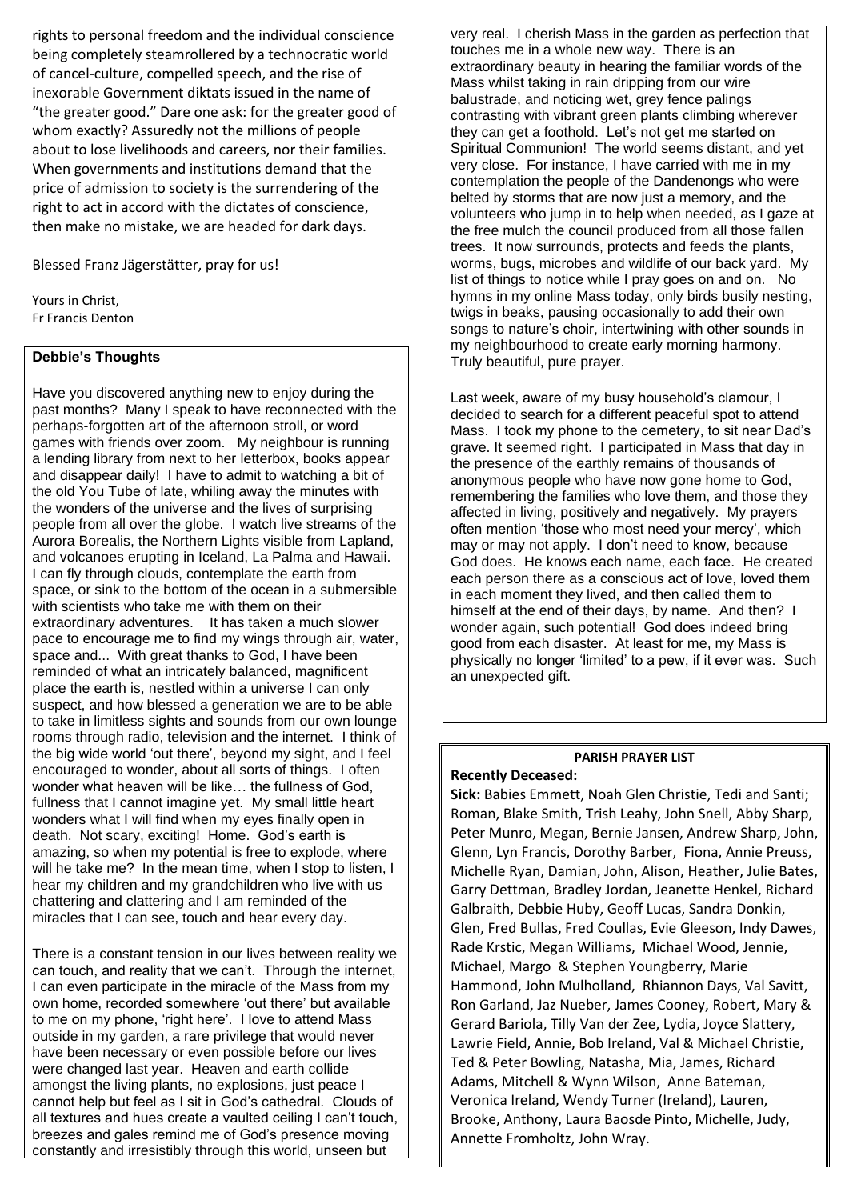rights to personal freedom and the individual conscience being completely steamrollered by a technocratic world of cancel-culture, compelled speech, and the rise of inexorable Government diktats issued in the name of "the greater good." Dare one ask: for the greater good of whom exactly? Assuredly not the millions of people about to lose livelihoods and careers, nor their families. When governments and institutions demand that the price of admission to society is the surrendering of the right to act in accord with the dictates of conscience, then make no mistake, we are headed for dark days.

Blessed Franz Jägerstätter, pray for us!

Yours in Christ,
Fr Francis Denton

## Debbie's Thoughts

Have you discovered anything new to enjoy during the past months? Many I speak to have reconnected with the perhaps-forgotten art of the afternoon stroll, or word games with friends over zoom. My neighbour is running a lending library from next to her letterbox, books appear and disappear daily! I have to admit to watching a bit of the old You Tube of late, whiling away the minutes with the wonders of the universe and the lives of surprising people from all over the globe. I watch live streams of the Aurora Borealis, the Northern Lights visible from Lapland, and volcanoes erupting in Iceland, La Palma and Hawaii. I can fly through clouds, contemplate the earth from space, or sink to the bottom of the ocean in a submersible with scientists who take me with them on their extraordinary adventures. It has taken a much slower pace to encourage me to find my wings through air, water, space and... With great thanks to God, I have been reminded of what an intricately balanced, magnificent place the earth is, nestled within a universe I can only suspect, and how blessed a generation we are to be able to take in limitless sights and sounds from our own lounge rooms through radio, television and the internet. I think of the big wide world 'out there', beyond my sight, and I feel encouraged to wonder, about all sorts of things. I often wonder what heaven will be like… the fullness of God, fullness that I cannot imagine yet. My small little heart wonders what I will find when my eyes finally open in death. Not scary, exciting! Home. God's earth is amazing, so when my potential is free to explode, where will he take me? In the mean time, when I stop to listen, I hear my children and my grandchildren who live with us chattering and clattering and I am reminded of the miracles that I can see, touch and hear every day.

There is a constant tension in our lives between reality we can touch, and reality that we can't. Through the internet, I can even participate in the miracle of the Mass from my own home, recorded somewhere 'out there' but available to me on my phone, 'right here'. I love to attend Mass outside in my garden, a rare privilege that would never have been necessary or even possible before our lives were changed last year. Heaven and earth collide amongst the living plants, no explosions, just peace I cannot help but feel as I sit in God's cathedral. Clouds of all textures and hues create a vaulted ceiling I can't touch, breezes and gales remind me of God's presence moving constantly and irresistibly through this world, unseen but very real. I cherish Mass in the garden as perfection that touches me in a whole new way. There is an extraordinary beauty in hearing the familiar words of the Mass whilst taking in rain dripping from our wire balustrade, and noticing wet, grey fence palings contrasting with vibrant green plants climbing wherever they can get a foothold. Let's not get me started on Spiritual Communion! The world seems distant, and yet very close. For instance, I have carried with me in my contemplation the people of the Dandenongs who were belted by storms that are now just a memory, and the volunteers who jump in to help when needed, as I gaze at the free mulch the council produced from all those fallen trees. It now surrounds, protects and feeds the plants, worms, bugs, microbes and wildlife of our back yard. My list of things to notice while I pray goes on and on. No hymns in my online Mass today, only birds busily nesting, twigs in beaks, pausing occasionally to add their own songs to nature's choir, intertwining with other sounds in my neighbourhood to create early morning harmony. Truly beautiful, pure prayer.

Last week, aware of my busy household's clamour, I decided to search for a different peaceful spot to attend Mass. I took my phone to the cemetery, to sit near Dad's grave. It seemed right. I participated in Mass that day in the presence of the earthly remains of thousands of anonymous people who have now gone home to God, remembering the families who love them, and those they affected in living, positively and negatively. My prayers often mention 'those who most need your mercy', which may or may not apply. I don't need to know, because God does. He knows each name, each face. He created each person there as a conscious act of love, loved them in each moment they lived, and then called them to himself at the end of their days, by name. And then? I wonder again, such potential! God does indeed bring good from each disaster. At least for me, my Mass is physically no longer 'limited' to a pew, if it ever was. Such an unexpected gift.

## PARISH PRAYER LIST

**Recently Deceased:**

**Sick:** Babies Emmett, Noah Glen Christie, Tedi and Santi; Roman, Blake Smith, Trish Leahy, John Snell, Abby Sharp, Peter Munro, Megan, Bernie Jansen, Andrew Sharp, John, Glenn, Lyn Francis, Dorothy Barber, Fiona, Annie Preuss, Michelle Ryan, Damian, John, Alison, Heather, Julie Bates, Garry Dettman, Bradley Jordan, Jeanette Henkel, Richard Galbraith, Debbie Huby, Geoff Lucas, Sandra Donkin, Glen, Fred Bullas, Fred Coullas, Evie Gleeson, Indy Dawes, Rade Krstic, Megan Williams, Michael Wood, Jennie, Michael, Margo & Stephen Youngberry, Marie Hammond, John Mulholland, Rhiannon Days, Val Savitt, Ron Garland, Jaz Nueber, James Cooney, Robert, Mary & Gerard Bariola, Tilly Van der Zee, Lydia, Joyce Slattery, Lawrie Field, Annie, Bob Ireland, Val & Michael Christie, Ted & Peter Bowling, Natasha, Mia, James, Richard Adams, Mitchell & Wynn Wilson, Anne Bateman, Veronica Ireland, Wendy Turner (Ireland), Lauren, Brooke, Anthony, Laura Baosde Pinto, Michelle, Judy, Annette Fromholtz, John Wray.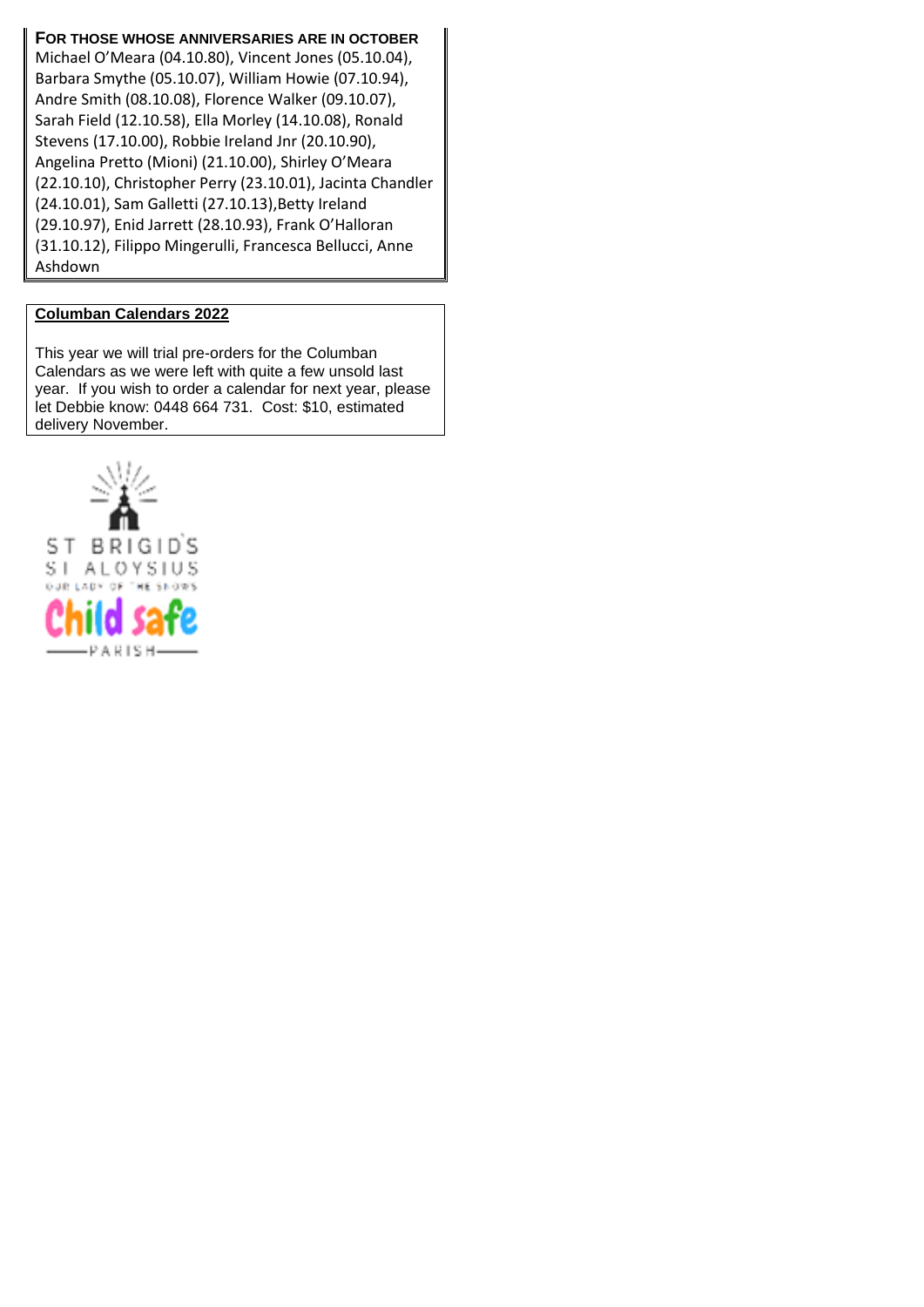**FOR THOSE WHOSE ANNIVERSARIES ARE IN OCTOBER**

Michael O'Meara (04.10.80), Vincent Jones (05.10.04), Barbara Smythe (05.10.07), William Howie (07.10.94), Andre Smith (08.10.08), Florence Walker (09.10.07), Sarah Field (12.10.58), Ella Morley (14.10.08), Ronald Stevens (17.10.00), Robbie Ireland Jnr (20.10.90), Angelina Pretto (Mioni) (21.10.00), Shirley O'Meara (22.10.10), Christopher Perry (23.10.01), Jacinta Chandler (24.10.01), Sam Galletti (27.10.13), Betty Ireland (29.10.97), Enid Jarrett (28.10.93), Frank O'Halloran (31.10.12), Filippo Mingerulli, Francesca Bellucci, Anne Ashdown

**Columban Calendars 2022**

This year we will trial pre-orders for the Columban Calendars as we were left with quite a few unsold last year. If you wish to order a calendar for next year, please let Debbie know: 0448 664 731. Cost: $10, estimated delivery November.

ST BRIGID'S
ST ALOYSIUS
OUR LADY OF THE SHORES
Child safe
PARISH